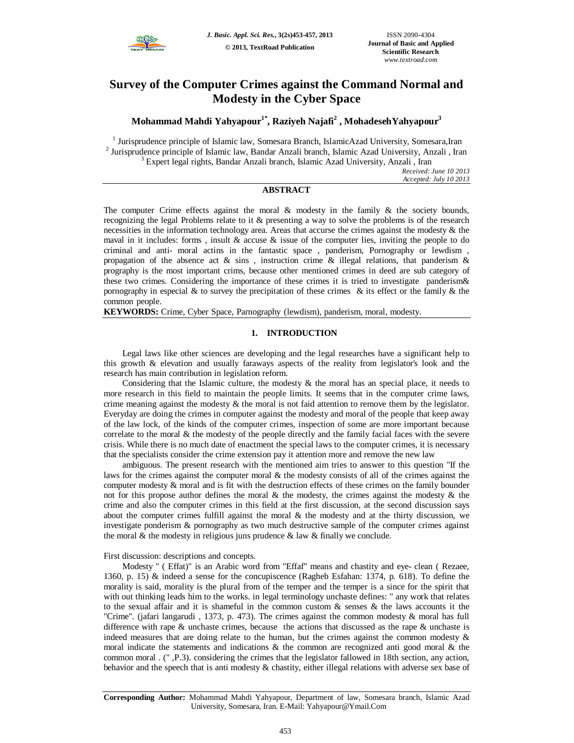# Survey of the Computer Crimes against the Command Normal and Modesty in the Cyber Space

**Mohammad Mahdi Yahyapour[1*], Raziyeh Najafi[2] , MohadesehYahyapour[3]**

[1] Jurisprudence principle of Islamic law, Somesara Branch, IslamicAzad University, Somesara,Iran
[2] Jurisprudence principle of Islamic law, Bandar Anzali branch, Islamic Azad University, Anzali , Iran
[3] Expert legal rights, Bandar Anzali branch, Islamic Azad University, Anzali , Iran

*Received: June 10 2013*
*Accepted: July 10 2013*

## ABSTRACT

The computer Crime effects against the moral & modesty in the family & the society bounds, recognizing the legal Problems relate to it & presenting a way to solve the problems is of the research necessities in the information technology area. Areas that accurse the crimes against the modesty & the maval in it includes: forms , insult & accuse & issue of the computer lies, inviting the people to do criminal and anti- moral actins in the fantastic space , panderism, Pornography or lewdism , propagation of the absence act & sins , instruction crime & illegal relations, that panderism & prography is the most important crims, because other mentioned crimes in deed are sub category of these two crimes. Considering the importance of these crimes it is tried to investigate panderism& pornography in especial & to survey the precipitation of these crimes & its effect or the family & the common people.

**KEYWORDS:** Crime, Cyber Space, Parnography (lewdism), panderism, moral, modesty.

## 1. INTRODUCTION

Legal laws like other sciences are developing and the legal researches have a significant help to this growth & elevation and usually faraways aspects of the reality from legislator's look and the research has main contribution in legislation reform.

Considering that the Islamic culture, the modesty & the moral has an special place, it needs to more research in this field to maintain the people limits. It seems that in the computer crime laws, crime meaning against the modesty & the moral is not faid attention to remove them by the legislator. Everyday are doing the crimes in computer against the modesty and moral of the people that keep away of the law lock, of the kinds of the computer crimes, inspection of some are more important because correlate to the moral & the modesty of the people directly and the family facial faces with the severe crisis. While there is no much date of enactment the special laws to the computer crimes, it is necessary that the specialists consider the crime extension pay it attention more and remove the new law ambiguous. The present research with the mentioned aim tries to answer to this question "If the laws for the crimes against the computer moral & the modesty consists of all of the crimes against the computer modesty & moral and is fit with the destruction effects of these crimes on the family bounder not for this propose author defines the moral & the modesty, the crimes against the modesty & the crime and also the computer crimes in this field at the first discussion, at the second discussion says about the computer crimes fulfill against the moral & the modesty and at the thirty discussion, we investigate ponderism & pornography as two much destructive sample of the computer crimes against the moral & the modesty in religious juns prudence & law & finally we conclude.

First discussion: descriptions and concepts.

Modesty " ( Effat)" is an Arabic word from "Effaf" means and chastity and eye- clean ( Rezaee, 1360, p. 15) & indeed a sense for the concupiscence (Ragheb Esfahan: 1374, p. 618). To define the morality is said, morality is the plural from of the temper and the temper is a since for the spirit that with out thinking leads him to the works. in legal terminology unchaste defines: " any work that relates to the sexual affair and it is shameful in the common custom & senses & the laws accounts it the "Crime". (jafari langarudi , 1373, p. 473). The crimes against the common modesty & moral has full difference with rape & unchaste crimes, because the actions that discussed as the rape & unchaste is indeed measures that are doing relate to the human, but the crimes against the common modesty & moral indicate the statements and indications & the common are recognized anti good moral & the common moral . (" ,P.3). considering the crimes that the legislator fallowed in 18th section, any action, behavior and the speech that is anti modesty & chastity, either illegal relations with adverse sex base of

**Corresponding Author:** Mohammad Mahdi Yahyapour, Department of law, Somesara branch, Islamic Azad University, Somesara, Iran. E-Mail: Yahyapour@Ymail.Com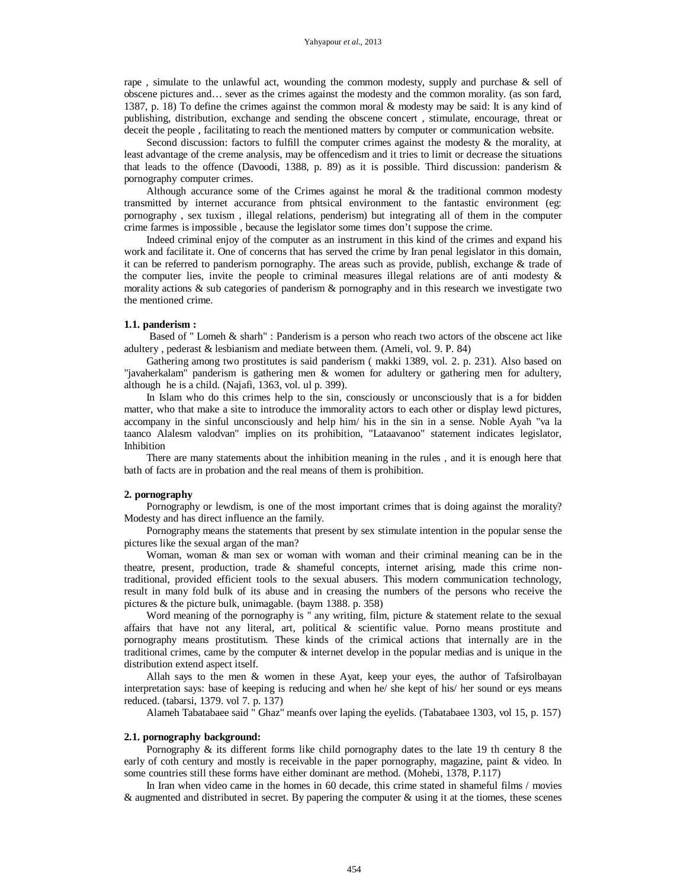rape , simulate to the unlawful act, wounding the common modesty, supply and purchase & sell of obscene pictures and… sever as the crimes against the modesty and the common morality. (as son fard, 1387, p. 18) To define the crimes against the common moral & modesty may be said: It is any kind of publishing, distribution, exchange and sending the obscene concert , stimulate, encourage, threat or deceit the people , facilitating to reach the mentioned matters by computer or communication website.

Second discussion: factors to fulfill the computer crimes against the modesty & the morality, at least advantage of the creme analysis, may be offencedism and it tries to limit or decrease the situations that leads to the offence (Davoodi, 1388, p. 89) as it is possible. Third discussion: panderism & pornography computer crimes.

Although accurance some of the Crimes against he moral & the traditional common modesty transmitted by internet accurance from phtsical environment to the fantastic environment (eg: pornography , sex tuxism , illegal relations, penderism) but integrating all of them in the computer crime farmes is impossible , because the legislator some times don't suppose the crime.

Indeed criminal enjoy of the computer as an instrument in this kind of the crimes and expand his work and facilitate it. One of concerns that has served the crime by Iran penal legislator in this domain, it can be referred to panderism pornography. The areas such as provide, publish, exchange & trade of the computer lies, invite the people to criminal measures illegal relations are of anti modesty & morality actions & sub categories of panderism & pornography and in this research we investigate two the mentioned crime.

### 1.1. panderism :

Based of " Lomeh & sharh" : Panderism is a person who reach two actors of the obscene act like adultery , pederast & lesbianism and mediate between them. (Ameli, vol. 9. P. 84)

Gathering among two prostitutes is said panderism ( makki 1389, vol. 2. p. 231). Also based on "javaherkalam" panderism is gathering men & women for adultery or gathering men for adultery, although he is a child. (Najafi, 1363, vol. ul p. 399).

In Islam who do this crimes help to the sin, consciously or unconsciously that is a for bidden matter, who that make a site to introduce the immorality actors to each other or display lewd pictures, accompany in the sinful unconsciously and help him/ his in the sin in a sense. Noble Ayah "va la taanco Alalesm valodvan" implies on its prohibition, "Lataavanoo" statement indicates legislator, Inhibition

There are many statements about the inhibition meaning in the rules , and it is enough here that bath of facts are in probation and the real means of them is prohibition.

### 2. pornography

Pornography or lewdism, is one of the most important crimes that is doing against the morality? Modesty and has direct influence an the family.

Pornography means the statements that present by sex stimulate intention in the popular sense the pictures like the sexual argan of the man?

Woman, woman & man sex or woman with woman and their criminal meaning can be in the theatre, present, production, trade & shameful concepts, internet arising, made this crime non-traditional, provided efficient tools to the sexual abusers. This modern communication technology, result in many fold bulk of its abuse and in creasing the numbers of the persons who receive the pictures & the picture bulk, unimagable. (baym 1388. p. 358)

Word meaning of the pornography is " any writing, film, picture & statement relate to the sexual affairs that have not any literal, art, political & scientific value. Porno means prostitute and pornography means prostitutism. These kinds of the crimical actions that internally are in the traditional crimes, came by the computer & internet develop in the popular medias and is unique in the distribution extend aspect itself.

Allah says to the men & women in these Ayat, keep your eyes, the author of Tafsirolbayan interpretation says: base of keeping is reducing and when he/ she kept of his/ her sound or eys means reduced. (tabarsi, 1379. vol 7. p. 137)

Alameh Tabatabaee said " Ghaz" meanfs over laping the eyelids. (Tabatabaee 1303, vol 15, p. 157)

### 2.1. pornography background:

Pornography & its different forms like child pornography dates to the late 19 th century 8 the early of coth century and mostly is receivable in the paper pornography, magazine, paint & video. In some countries still these forms have either dominant are method. (Mohebi, 1378, P.117)

In Iran when video came in the homes in 60 decade, this crime stated in shameful films / movies & augmented and distributed in secret. By papering the computer & using it at the tiomes, these scenes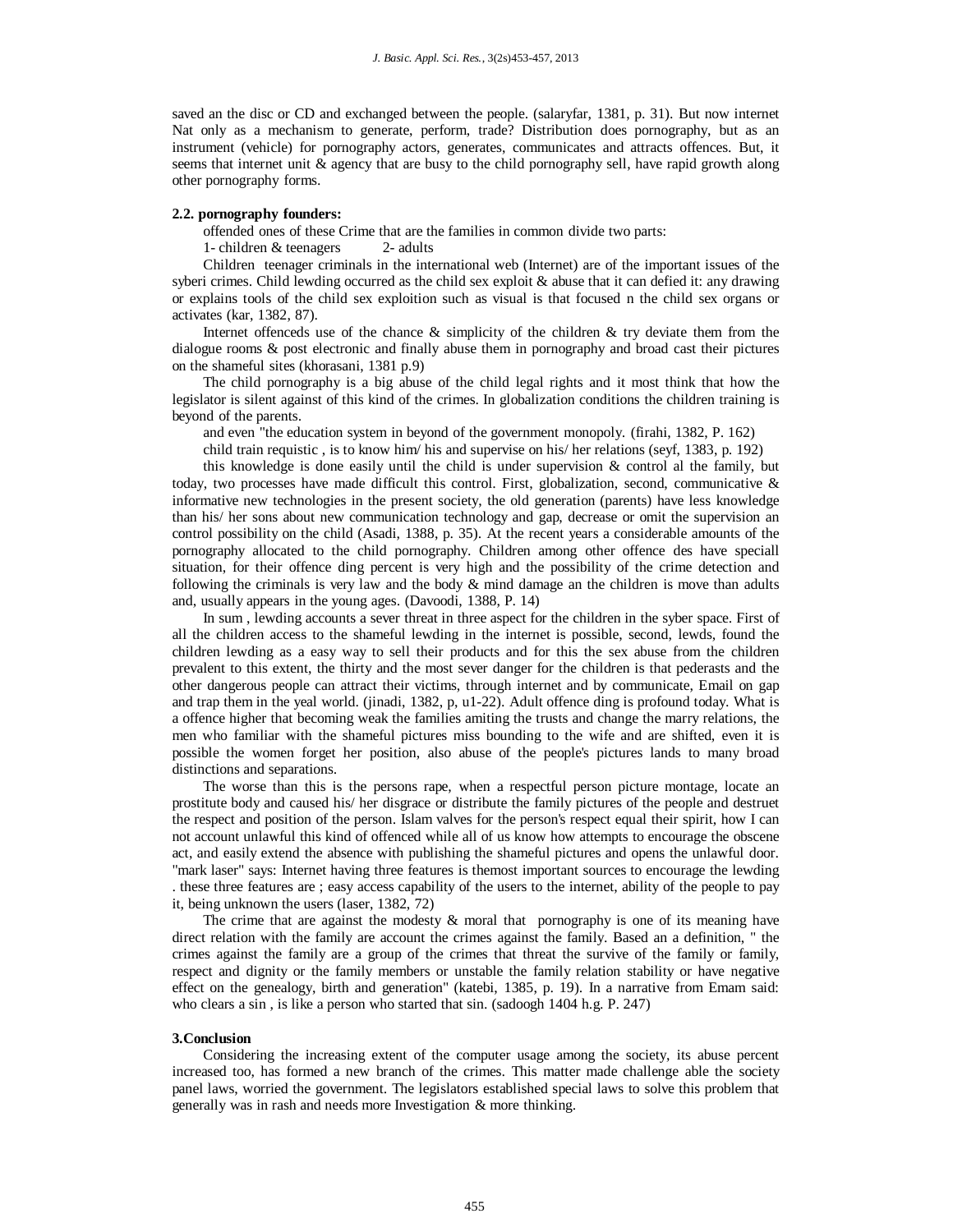saved an the disc or CD and exchanged between the people. (salaryfar, 1381, p. 31). But now internet Nat only as a mechanism to generate, perform, trade? Distribution does pornography, but as an instrument (vehicle) for pornography actors, generates, communicates and attracts offences. But, it seems that internet unit & agency that are busy to the child pornography sell, have rapid growth along other pornography forms.

#### 2.2. pornography founders:

offended ones of these Crime that are the families in common divide two parts:

1- children & teenagers     2- adults

Children teenager criminals in the international web (Internet) are of the important issues of the syberi crimes. Child lewding occurred as the child sex exploit & abuse that it can defied it: any drawing or explains tools of the child sex exploition such as visual is that focused n the child sex organs or activates (kar, 1382, 87).

Internet offenceds use of the chance & simplicity of the children & try deviate them from the dialogue rooms & post electronic and finally abuse them in pornography and broad cast their pictures on the shameful sites (khorasani, 1381 p.9)

The child pornography is a big abuse of the child legal rights and it most think that how the legislator is silent against of this kind of the crimes. In globalization conditions the children training is beyond of the parents.

and even "the education system in beyond of the government monopoly. (firahi, 1382, P. 162)

child train requistic , is to know him/ his and supervise on his/ her relations (seyf, 1383, p. 192)

this knowledge is done easily until the child is under supervision & control al the family, but today, two processes have made difficult this control. First, globalization, second, communicative & informative new technologies in the present society, the old generation (parents) have less knowledge than his/ her sons about new communication technology and gap, decrease or omit the supervision an control possibility on the child (Asadi, 1388, p. 35). At the recent years a considerable amounts of the pornography allocated to the child pornography. Children among other offence des have speciall situation, for their offence ding percent is very high and the possibility of the crime detection and following the criminals is very law and the body & mind damage an the children is move than adults and, usually appears in the young ages. (Davoodi, 1388, P. 14)

In sum , lewding accounts a sever threat in three aspect for the children in the syber space. First of all the children access to the shameful lewding in the internet is possible, second, lewds, found the children lewding as a easy way to sell their products and for this the sex abuse from the children prevalent to this extent, the thirty and the most sever danger for the children is that pederasts and the other dangerous people can attract their victims, through internet and by communicate, Email on gap and trap them in the yeal world. (jinadi, 1382, p, u1-22). Adult offence ding is profound today. What is a offence higher that becoming weak the families amiting the trusts and change the marry relations, the men who familiar with the shameful pictures miss bounding to the wife and are shifted, even it is possible the women forget her position, also abuse of the people's pictures lands to many broad distinctions and separations.

The worse than this is the persons rape, when a respectful person picture montage, locate an prostitute body and caused his/ her disgrace or distribute the family pictures of the people and destruet the respect and position of the person. Islam valves for the person's respect equal their spirit, how I can not account unlawful this kind of offenced while all of us know how attempts to encourage the obscene act, and easily extend the absence with publishing the shameful pictures and opens the unlawful door. "mark laser" says: Internet having three features is themost important sources to encourage the lewding . these three features are ; easy access capability of the users to the internet, ability of the people to pay it, being unknown the users (laser, 1382, 72)

The crime that are against the modesty & moral that pornography is one of its meaning have direct relation with the family are account the crimes against the family. Based an a definition, " the crimes against the family are a group of the crimes that threat the survive of the family or family, respect and dignity or the family members or unstable the family relation stability or have negative effect on the genealogy, birth and generation" (katebi, 1385, p. 19). In a narrative from Emam said: who clears a sin , is like a person who started that sin. (sadoogh 1404 h.g. P. 247)

### 3.Conclusion

Considering the increasing extent of the computer usage among the society, its abuse percent increased too, has formed a new branch of the crimes. This matter made challenge able the society panel laws, worried the government. The legislators established special laws to solve this problem that generally was in rash and needs more Investigation & more thinking.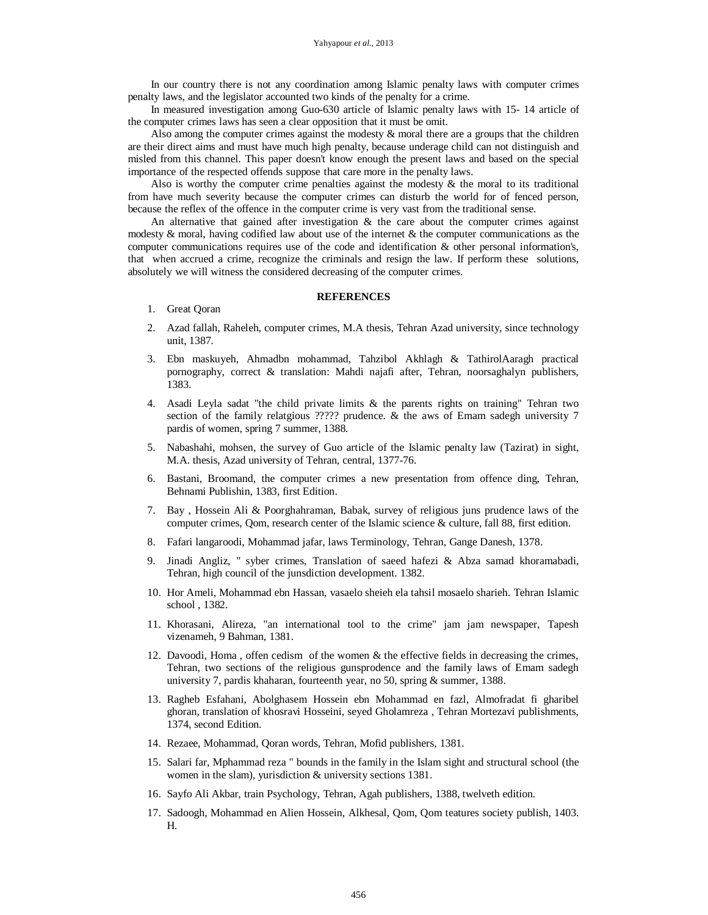In our country there is not any coordination among Islamic penalty laws with computer crimes penalty laws, and the legislator accounted two kinds of the penalty for a crime.

In measured investigation among Guo-630 article of Islamic penalty laws with 15- 14 article of the computer crimes laws has seen a clear opposition that it must be omit.

Also among the computer crimes against the modesty & moral there are a groups that the children are their direct aims and must have much high penalty, because underage child can not distinguish and misled from this channel. This paper doesn't know enough the present laws and based on the special importance of the respected offends suppose that care more in the penalty laws.

Also is worthy the computer crime penalties against the modesty & the moral to its traditional from have much severity because the computer crimes can disturb the world for of fenced person, because the reflex of the offence in the computer crime is very vast from the traditional sense.

An alternative that gained after investigation & the care about the computer crimes against modesty & moral, having codified law about use of the internet & the computer communications as the computer communications requires use of the code and identification & other personal information's, that when accrued a crime, recognize the criminals and resign the law. If perform these solutions, absolutely we will witness the considered decreasing of the computer crimes.

## REFERENCES

1. Great Qoran
2. Azad fallah, Raheleh, computer crimes, M.A thesis, Tehran Azad university, since technology unit, 1387.
3. Ebn maskuyeh, Ahmadbn mohammad, Tahzibol Akhlagh & TathirolAaragh practical pornography, correct & translation: Mahdi najafi after, Tehran, noorsaghalyn publishers, 1383.
4. Asadi Leyla sadat "the child private limits & the parents rights on training" Tehran two section of the family relatgious ????? prudence. & the aws of Emam sadegh university 7 pardis of women, spring 7 summer, 1388.
5. Nabashahi, mohsen, the survey of Guo article of the Islamic penalty law (Tazirat) in sight, M.A. thesis, Azad university of Tehran, central, 1377-76.
6. Bastani, Broomand, the computer crimes a new presentation from offence ding, Tehran, Behnami Publishin, 1383, first Edition.
7. Bay , Hossein Ali & Poorghahraman, Babak, survey of religious juns prudence laws of the computer crimes, Qom, research center of the Islamic science & culture, fall 88, first edition.
8. Fafari langaroodi, Mohammad jafar, laws Terminology, Tehran, Gange Danesh, 1378.
9. Jinadi Angliz, " syber crimes, Translation of saeed hafezi & Abza samad khoramabadi, Tehran, high council of the junsdiction development. 1382.
10. Hor Ameli, Mohammad ebn Hassan, vasaelo sheieh ela tahsil mosaelo sharieh. Tehran Islamic school , 1382.
11. Khorasani, Alireza, "an international tool to the crime" jam jam newspaper, Tapesh vizenameh, 9 Bahman, 1381.
12. Davoodi, Homa , offen cedism of the women & the effective fields in decreasing the crimes, Tehran, two sections of the religious gunsprodence and the family laws of Emam sadegh university 7, pardis khaharan, fourteenth year, no 50, spring & summer, 1388.
13. Ragheb Esfahani, Abolghasem Hossein ebn Mohammad en fazl, Almofradat fi gharibel ghoran, translation of khosravi Hosseini, seyed Gholamreza , Tehran Mortezavi publishments, 1374, second Edition.
14. Rezaee, Mohammad, Qoran words, Tehran, Mofid publishers, 1381.
15. Salari far, Mphammad reza " bounds in the family in the Islam sight and structural school (the women in the slam), yurisdiction & university sections 1381.
16. Sayfo Ali Akbar, train Psychology, Tehran, Agah publishers, 1388, twelveth edition.
17. Sadoogh, Mohammad en Alien Hossein, Alkhesal, Qom, Qom teatures society publish, 1403. H.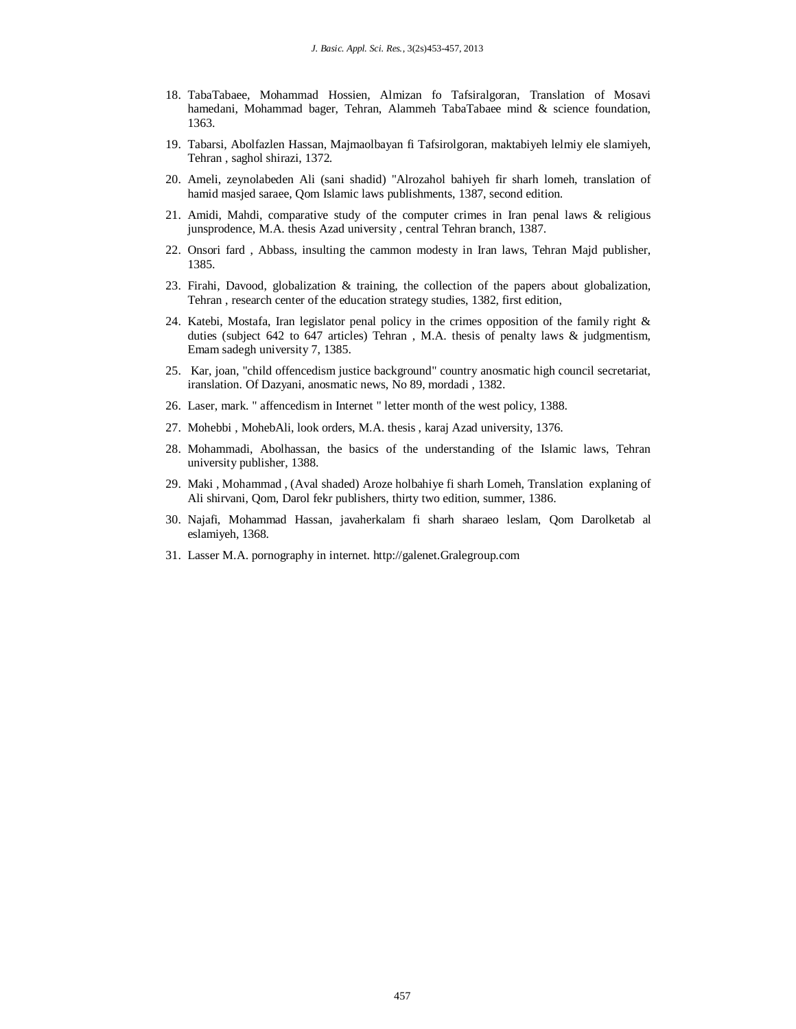18. TabaTabaee, Mohammad Hossien, Almizan fo Tafsiralgoran, Translation of Mosavi hamedani, Mohammad bager, Tehran, Alammeh TabaTabaee mind & science foundation, 1363.
19. Tabarsi, Abolfazlen Hassan, Majmaolbayan fi Tafsirolgoran, maktabiyeh lelmiy ele slamiyeh, Tehran , saghol shirazi, 1372.
20. Ameli, zeynolabeden Ali (sani shadid) "Alrozahol bahiyeh fir sharh lomeh, translation of hamid masjed saraee, Qom Islamic laws publishments, 1387, second edition.
21. Amidi, Mahdi, comparative study of the computer crimes in Iran penal laws & religious junsprodence, M.A. thesis Azad university , central Tehran branch, 1387.
22. Onsori fard , Abbass, insulting the cammon modesty in Iran laws, Tehran Majd publisher, 1385.
23. Firahi, Davood, globalization & training, the collection of the papers about globalization, Tehran , research center of the education strategy studies, 1382, first edition,
24. Katebi, Mostafa, Iran legislator penal policy in the crimes opposition of the family right & duties (subject 642 to 647 articles) Tehran , M.A. thesis of penalty laws & judgmentism, Emam sadegh university 7, 1385.
25. Kar, joan, "child offencedism justice background" country anosmatic high council secretariat, iranslation. Of Dazyani, anosmatic news, No 89, mordadi , 1382.
26. Laser, mark. " affencedism in Internet " letter month of the west policy, 1388.
27. Mohebbi , MohebAli, look orders, M.A. thesis , karaj Azad university, 1376.
28. Mohammadi, Abolhassan, the basics of the understanding of the Islamic laws, Tehran university publisher, 1388.
29. Maki , Mohammad , (Aval shaded) Aroze holbahiye fi sharh Lomeh, Translation explaning of Ali shirvani, Qom, Darol fekr publishers, thirty two edition, summer, 1386.
30. Najafi, Mohammad Hassan, javaherkalam fi sharh sharaeo leslam, Qom Darolketab al eslamiyeh, 1368.
31. Lasser M.A. pornography in internet. http://galenet.Gralegroup.com